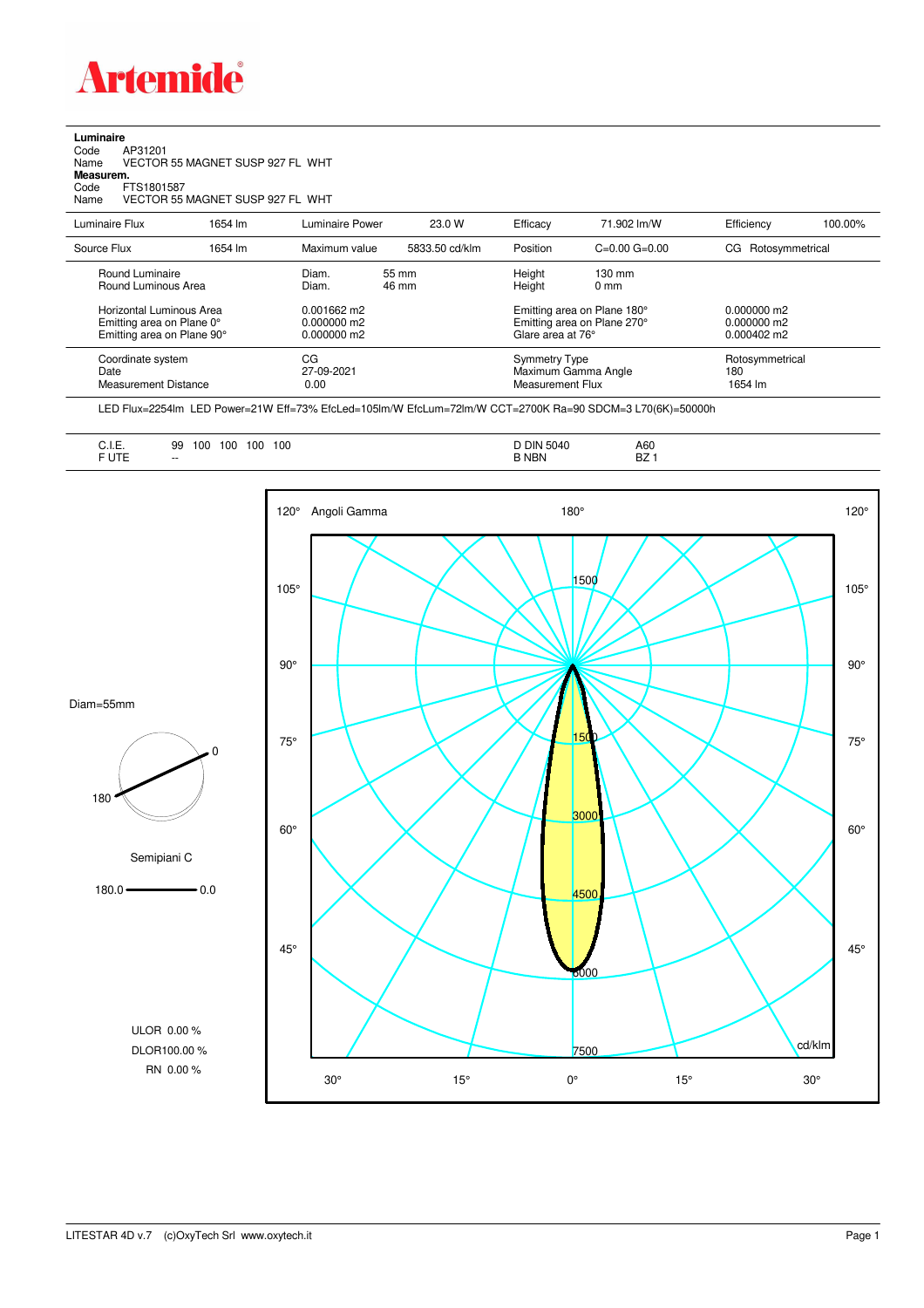# Artemide

**Luminaire**
Code AP31201
Name VECTOR 55 MAGNET SUSP 927 FL WHT
**Measurem.**
Code FTS1801587
Name VECTOR 55 MAGNET SUSP 927 FL WHT

| Luminaire Flux | 1654 lm | Luminaire Power | 23.0 W | Efficacy | 71.902 lm/W | Efficiency | 100.00% |
|---|---|---|---|---|---|---|---|
| Source Flux | 1654 lm | Maximum value | 5833.50 cd/klm | Position | C=0.00 G=0.00 | CG | Rotosymmetrical |

| | | | | | |
|---|---|---|---|---|---|
| Round Luminaire | Diam. | 55 mm | Height | 130 mm | |
| Round Luminous Area | Diam. | 46 mm | Height | 0 mm | |
| Horizontal Luminous Area | 0.001662 m2 | | Emitting area on Plane 180° | | 0.000000 m2 |
| Emitting area on Plane 0° | 0.000000 m2 | | Emitting area on Plane 270° | | 0.000000 m2 |
| Emitting area on Plane 90° | 0.000000 m2 | | Glare area at 76° | | 0.000402 m2 |
| Coordinate system | CG | | Symmetry Type | | Rotosymmetrical |
| Date | 27-09-2021 | | Maximum Gamma Angle | | 180 |
| Measurement Distance | 0.00 | | Measurement Flux | | 1654 lm |

LED Flux=2254lm LED Power=21W Eff=73% EfcLed=105lm/W EfcLum=72lm/W CCT=2700K Ra=90 SDCM=3 L70(6K)=50000h

| | | | |
|---|---|---|---|
| C.I.E. | 99 100 100 100 100 | D DIN 5040 | A60 |
| F UTE | -- | B NBN | BZ 1 |

Diam=55mm

Semipiani C

180.0 — 0.0

ULOR 0.00 %
DLOR100.00 %
RN 0.00 %

Angoli Gamma

cd/klm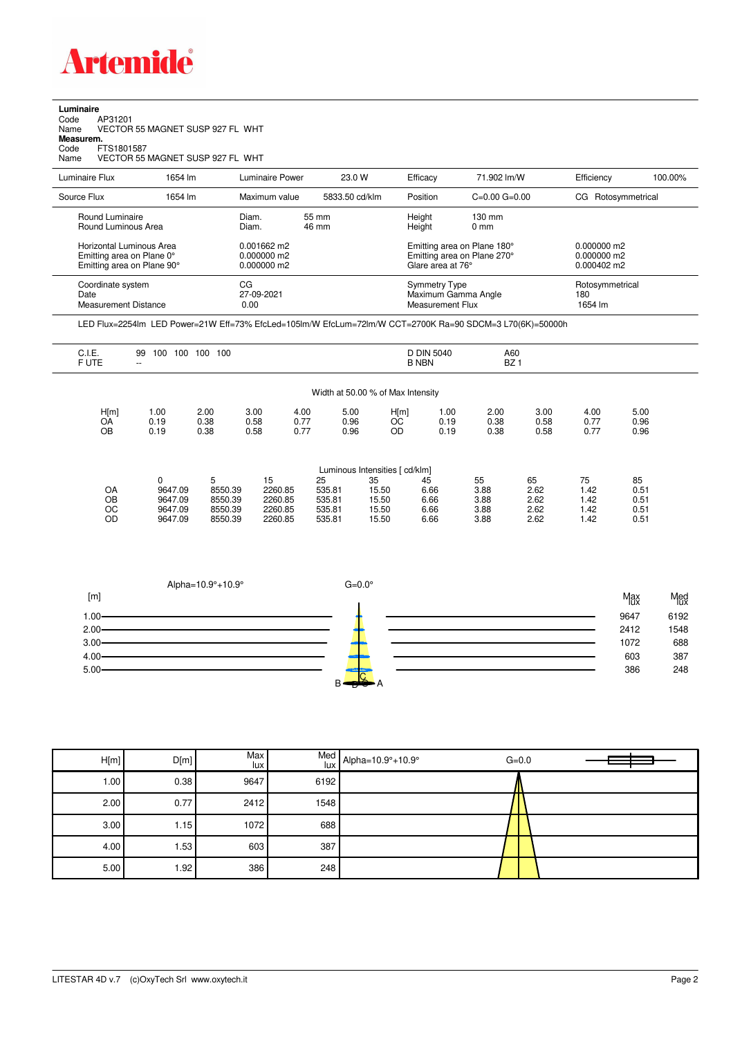Artemide

**Luminaire**

Code AP31201
Name VECTOR 55 MAGNET SUSP 927 FL WHT

**Measurem.**

Code FTS1801587
Name VECTOR 55 MAGNET SUSP 927 FL WHT

| | | | | | | | |
|---|---|---|---|---|---|---|---|
| Luminaire Flux | 1654 lm | Luminaire Power | 23.0 W | Efficacy | 71.902 lm/W | Efficiency | 100.00% |
| Source Flux | 1654 lm | Maximum value | 5833.50 cd/klm | Position | C=0.00 G=0.00 | CG | Rotosymmetrical |

| | | | | | |
|---|---|---|---|---|---|
| Round Luminaire | Diam. | 55 mm | Height | 130 mm | |
| Round Luminous Area | Diam. | 46 mm | Height | 0 mm | |
| Horizontal Luminous Area | 0.001662 m2 | | Emitting area on Plane 180° | | 0.000000 m2 |
| Emitting area on Plane 0° | 0.000000 m2 | | Emitting area on Plane 270° | | 0.000000 m2 |
| Emitting area on Plane 90° | 0.000000 m2 | | Glare area at 76° | | 0.000402 m2 |
| Coordinate system | CG | | Symmetry Type | | Rotosymmetrical |
| Date | 27-09-2021 | | Maximum Gamma Angle | | 180 |
| Measurement Distance | 0.00 | | Measurement Flux | | 1654 lm |

LED Flux=2254lm LED Power=21W Eff=73% EfcLed=105lm/W EfcLum=72lm/W CCT=2700K Ra=90 SDCM=3 L70(6K)=50000h

| | | | |
|---|---|---|---|
| C.I.E. | 99 100 100 100 100 | D DIN 5040 | A60 |
| F UTE | -- | B NBN | BZ 1 |

Width at 50.00 % of Max Intensity

| H[m] | 1.00 | 2.00 | 3.00 | 4.00 | 5.00 | H[m] | 1.00 | 2.00 | 3.00 | 4.00 | 5.00 |
|---|---|---|---|---|---|---|---|---|---|---|---|
| OA | 0.19 | 0.38 | 0.58 | 0.77 | 0.96 | OC | 0.19 | 0.38 | 0.58 | 0.77 | 0.96 |
| OB | 0.19 | 0.38 | 0.58 | 0.77 | 0.96 | OD | 0.19 | 0.38 | 0.58 | 0.77 | 0.96 |

Luminous Intensities [ cd/klm]

| | 0 | 5 | 15 | 25 | 35 | 45 | 55 | 65 | 75 | 85 |
|---|---|---|---|---|---|---|---|---|---|---|
| OA | 9647.09 | 8550.39 | 2260.85 | 535.81 | 15.50 | 6.66 | 3.88 | 2.62 | 1.42 | 0.51 |
| OB | 9647.09 | 8550.39 | 2260.85 | 535.81 | 15.50 | 6.66 | 3.88 | 2.62 | 1.42 | 0.51 |
| OC | 9647.09 | 8550.39 | 2260.85 | 535.81 | 15.50 | 6.66 | 3.88 | 2.62 | 1.42 | 0.51 |
| OD | 9647.09 | 8550.39 | 2260.85 | 535.81 | 15.50 | 6.66 | 3.88 | 2.62 | 1.42 | 0.51 |

Alpha=10.9°+10.9°
G=0.0°
[m]
1.00
2.00
3.00
4.00
5.00
B D C A
Max lux
9647
2412
1072
603
386
Med lux
6192
1548
688
387
248

| H[m] | D[m] | Max lux | Med lux | Alpha=10.9°+10.9° G=0.0 |
|---|---|---|---|---|
| 1.00 | 0.38 | 9647 | 6192 | |
| 2.00 | 0.77 | 2412 | 1548 | |
| 3.00 | 1.15 | 1072 | 688 | |
| 4.00 | 1.53 | 603 | 387 | |
| 5.00 | 1.92 | 386 | 248 | |

LITESTAR 4D v.7 (c)OxyTech Srl www.oxytech.it